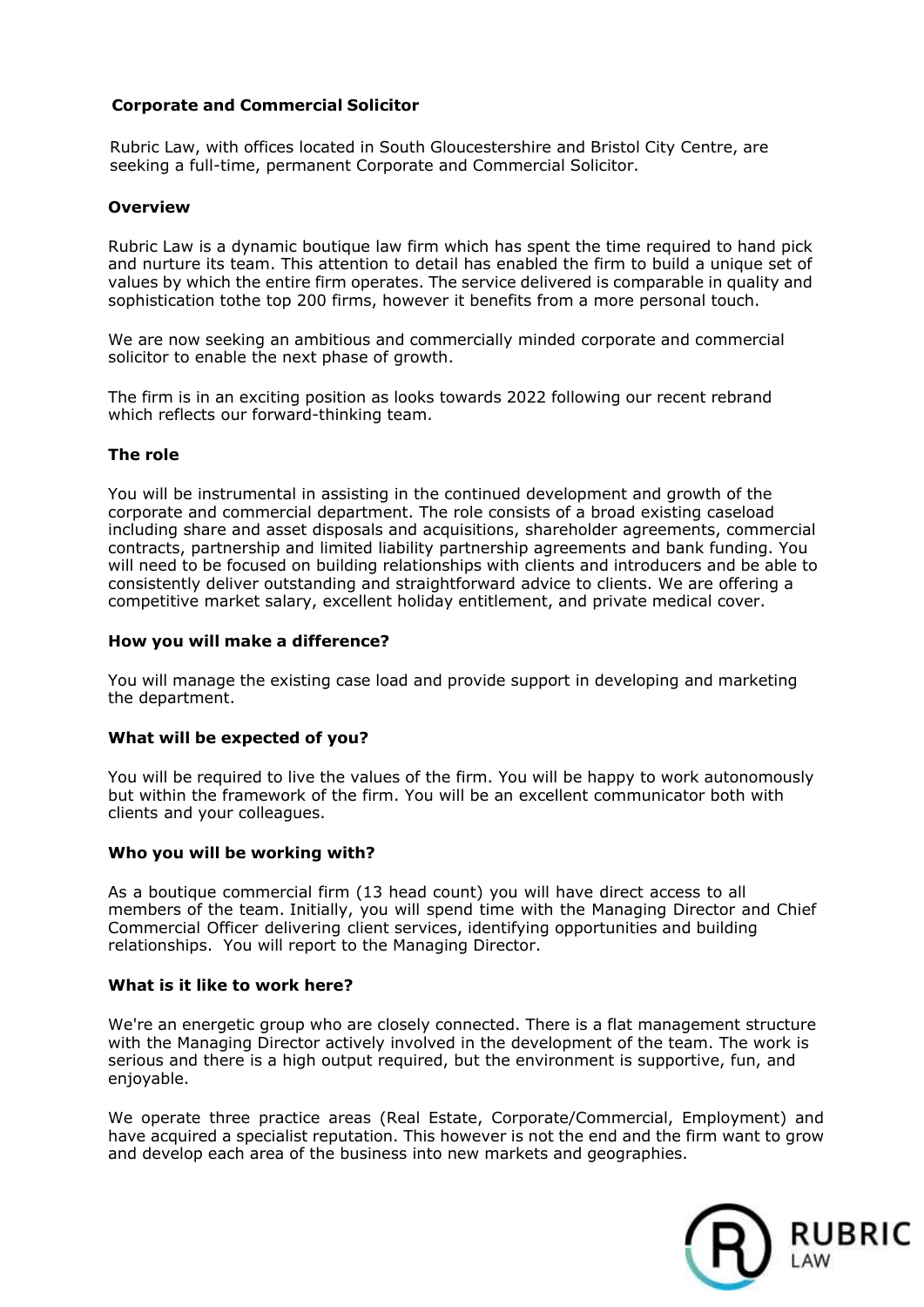**Corporate and Commercial Solicitor**

Rubric Law, with offices located in South Gloucestershire and Bristol City Centre, are seeking a full-time, permanent Corporate and Commercial Solicitor.

**Overview**

Rubric Law is a dynamic boutique law firm which has spent the time required to hand pick and nurture its team. This attention to detail has enabled the firm to build a unique set of values by which the entire firm operates. The service delivered is comparable in quality and sophistication tothe top 200 firms, however it benefits from a more personal touch.

We are now seeking an ambitious and commercially minded corporate and commercial solicitor to enable the next phase of growth.

The firm is in an exciting position as looks towards 2022 following our recent rebrand which reflects our forward-thinking team.

**The role**

You will be instrumental in assisting in the continued development and growth of the corporate and commercial department. The role consists of a broad existing caseload including share and asset disposals and acquisitions, shareholder agreements, commercial contracts, partnership and limited liability partnership agreements and bank funding. You will need to be focused on building relationships with clients and introducers and be able to consistently deliver outstanding and straightforward advice to clients. We are offering a competitive market salary, excellent holiday entitlement, and private medical cover.

**How you will make a difference?**

You will manage the existing case load and provide support in developing and marketing the department.

**What will be expected of you?**

You will be required to live the values of the firm. You will be happy to work autonomously but within the framework of the firm. You will be an excellent communicator both with clients and your colleagues.

**Who you will be working with?**

As a boutique commercial firm (13 head count) you will have direct access to all members of the team. Initially, you will spend time with the Managing Director and Chief Commercial Officer delivering client services, identifying opportunities and building relationships. You will report to the Managing Director.

**What is it like to work here?**

We're an energetic group who are closely connected. There is a flat management structure with the Managing Director actively involved in the development of the team. The work is serious and there is a high output required, but the environment is supportive, fun, and enjoyable.

We operate three practice areas (Real Estate, Corporate/Commercial, Employment) and have acquired a specialist reputation. This however is not the end and the firm want to grow and develop each area of the business into new markets and geographies.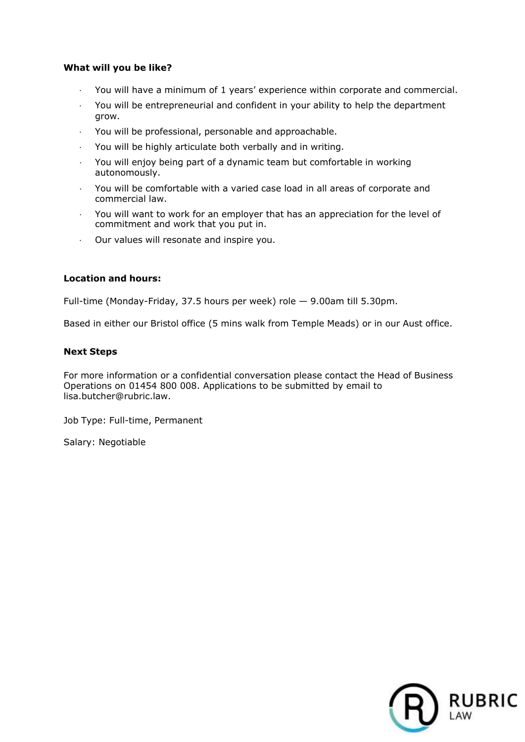**What will you be like?**

- You will have a minimum of 1 years' experience within corporate and commercial.
- You will be entrepreneurial and confident in your ability to help the department grow.
- You will be professional, personable and approachable.
- You will be highly articulate both verbally and in writing.
- You will enjoy being part of a dynamic team but comfortable in working autonomously.
- You will be comfortable with a varied case load in all areas of corporate and commercial law.
- You will want to work for an employer that has an appreciation for the level of commitment and work that you put in.
- Our values will resonate and inspire you.

**Location and hours:**

Full-time (Monday-Friday, 37.5 hours per week) role — 9.00am till 5.30pm.

Based in either our Bristol office (5 mins walk from Temple Meads) or in our Aust office.

**Next Steps**

For more information or a confidential conversation please contact the Head of Business Operations on 01454 800 008. Applications to be submitted by email to lisa.butcher@rubric.law.

Job Type: Full-time, Permanent

Salary: Negotiable

RUBRIC LAW